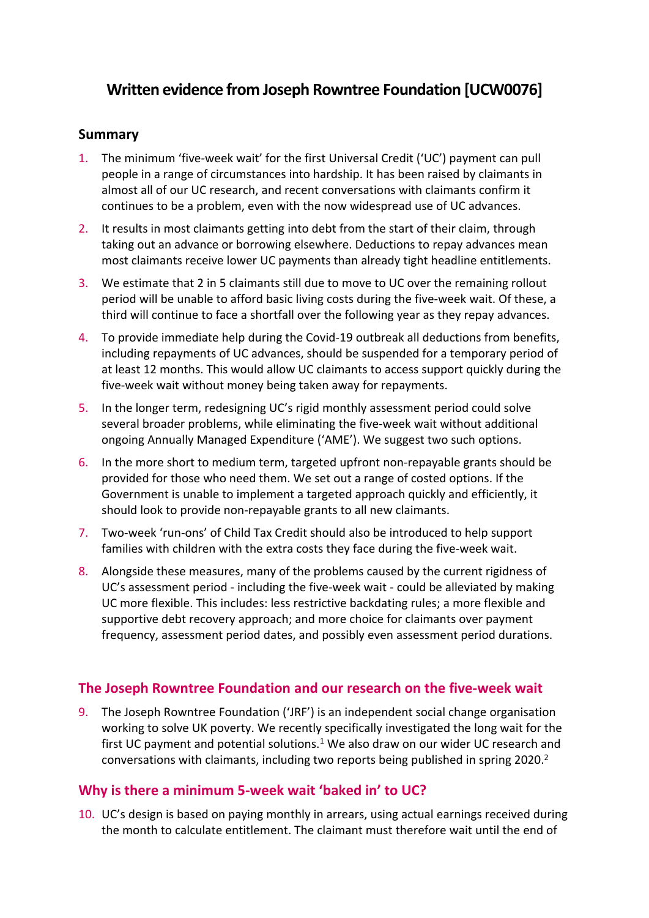# Written evidence from Joseph Rowntree Foundation [UCW0076]

## Summary

1. The minimum 'five-week wait' for the first Universal Credit ('UC') payment can pull people in a range of circumstances into hardship. It has been raised by claimants in almost all of our UC research, and recent conversations with claimants confirm it continues to be a problem, even with the now widespread use of UC advances.
2. It results in most claimants getting into debt from the start of their claim, through taking out an advance or borrowing elsewhere. Deductions to repay advances mean most claimants receive lower UC payments than already tight headline entitlements.
3. We estimate that 2 in 5 claimants still due to move to UC over the remaining rollout period will be unable to afford basic living costs during the five-week wait. Of these, a third will continue to face a shortfall over the following year as they repay advances.
4. To provide immediate help during the Covid-19 outbreak all deductions from benefits, including repayments of UC advances, should be suspended for a temporary period of at least 12 months. This would allow UC claimants to access support quickly during the five-week wait without money being taken away for repayments.
5. In the longer term, redesigning UC's rigid monthly assessment period could solve several broader problems, while eliminating the five-week wait without additional ongoing Annually Managed Expenditure ('AME'). We suggest two such options.
6. In the more short to medium term, targeted upfront non-repayable grants should be provided for those who need them. We set out a range of costed options. If the Government is unable to implement a targeted approach quickly and efficiently, it should look to provide non-repayable grants to all new claimants.
7. Two-week 'run-ons' of Child Tax Credit should also be introduced to help support families with children with the extra costs they face during the five-week wait.
8. Alongside these measures, many of the problems caused by the current rigidness of UC's assessment period - including the five-week wait - could be alleviated by making UC more flexible. This includes: less restrictive backdating rules; a more flexible and supportive debt recovery approach; and more choice for claimants over payment frequency, assessment period dates, and possibly even assessment period durations.

## The Joseph Rowntree Foundation and our research on the five-week wait

9. The Joseph Rowntree Foundation ('JRF') is an independent social change organisation working to solve UK poverty. We recently specifically investigated the long wait for the first UC payment and potential solutions.[1] We also draw on our wider UC research and conversations with claimants, including two reports being published in spring 2020.[2]

## Why is there a minimum 5-week wait 'baked in' to UC?

10. UC's design is based on paying monthly in arrears, using actual earnings received during the month to calculate entitlement. The claimant must therefore wait until the end of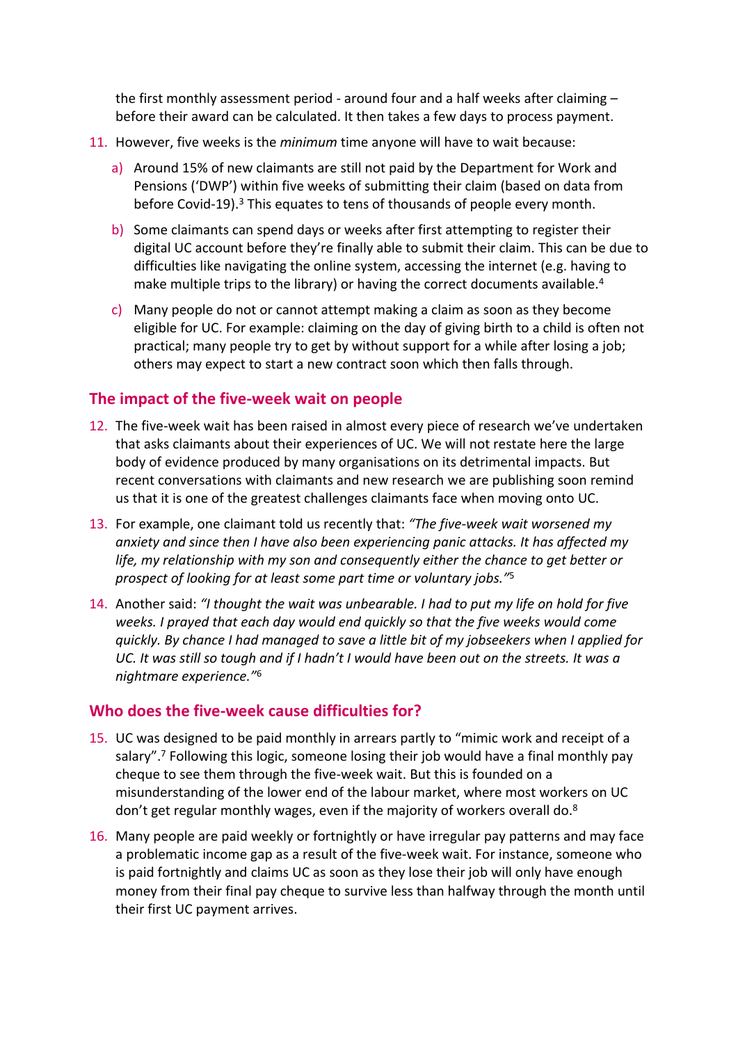the first monthly assessment period - around four and a half weeks after claiming – before their award can be calculated. It then takes a few days to process payment.

11. However, five weeks is the *minimum* time anyone will have to wait because:

    a) Around 15% of new claimants are still not paid by the Department for Work and Pensions ('DWP') within five weeks of submitting their claim (based on data from before Covid-19).[3] This equates to tens of thousands of people every month.

    b) Some claimants can spend days or weeks after first attempting to register their digital UC account before they're finally able to submit their claim. This can be due to difficulties like navigating the online system, accessing the internet (e.g. having to make multiple trips to the library) or having the correct documents available.[4]

    c) Many people do not or cannot attempt making a claim as soon as they become eligible for UC. For example: claiming on the day of giving birth to a child is often not practical; many people try to get by without support for a while after losing a job; others may expect to start a new contract soon which then falls through.

## The impact of the five-week wait on people

12. The five-week wait has been raised in almost every piece of research we've undertaken that asks claimants about their experiences of UC. We will not restate here the large body of evidence produced by many organisations on its detrimental impacts. But recent conversations with claimants and new research we are publishing soon remind us that it is one of the greatest challenges claimants face when moving onto UC.

13. For example, one claimant told us recently that: *"The five-week wait worsened my anxiety and since then I have also been experiencing panic attacks. It has affected my life, my relationship with my son and consequently either the chance to get better or prospect of looking for at least some part time or voluntary jobs."*[5]

14. Another said: *"I thought the wait was unbearable. I had to put my life on hold for five weeks. I prayed that each day would end quickly so that the five weeks would come quickly. By chance I had managed to save a little bit of my jobseekers when I applied for UC. It was still so tough and if I hadn't I would have been out on the streets. It was a nightmare experience."*[6]

## Who does the five-week cause difficulties for?

15. UC was designed to be paid monthly in arrears partly to "mimic work and receipt of a salary".[7] Following this logic, someone losing their job would have a final monthly pay cheque to see them through the five-week wait. But this is founded on a misunderstanding of the lower end of the labour market, where most workers on UC don't get regular monthly wages, even if the majority of workers overall do.[8]

16. Many people are paid weekly or fortnightly or have irregular pay patterns and may face a problematic income gap as a result of the five-week wait. For instance, someone who is paid fortnightly and claims UC as soon as they lose their job will only have enough money from their final pay cheque to survive less than halfway through the month until their first UC payment arrives.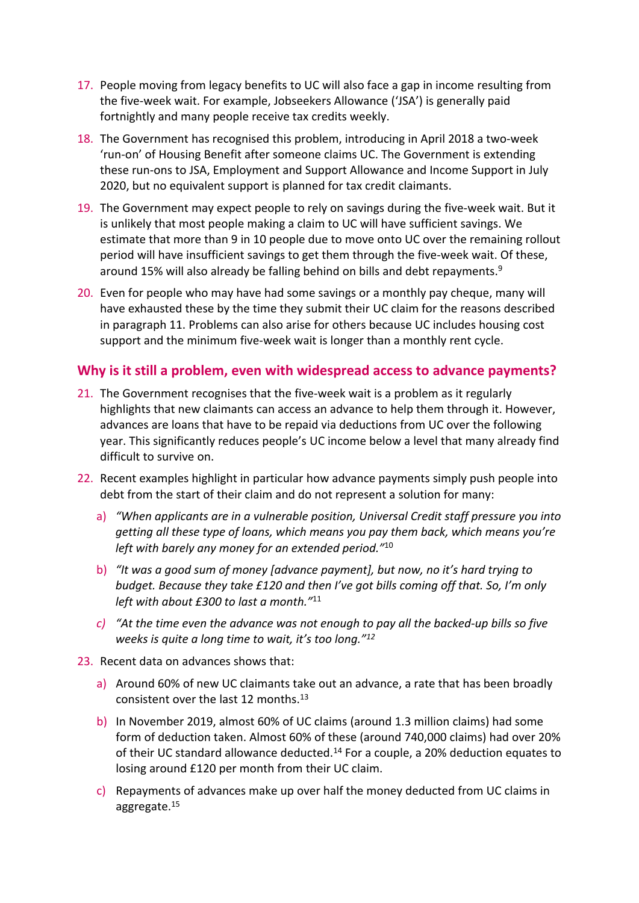17. People moving from legacy benefits to UC will also face a gap in income resulting from the five-week wait. For example, Jobseekers Allowance ('JSA') is generally paid fortnightly and many people receive tax credits weekly.

18. The Government has recognised this problem, introducing in April 2018 a two-week 'run-on' of Housing Benefit after someone claims UC. The Government is extending these run-ons to JSA, Employment and Support Allowance and Income Support in July 2020, but no equivalent support is planned for tax credit claimants.

19. The Government may expect people to rely on savings during the five-week wait. But it is unlikely that most people making a claim to UC will have sufficient savings. We estimate that more than 9 in 10 people due to move onto UC over the remaining rollout period will have insufficient savings to get them through the five-week wait. Of these, around 15% will also already be falling behind on bills and debt repayments.[9]

20. Even for people who may have had some savings or a monthly pay cheque, many will have exhausted these by the time they submit their UC claim for the reasons described in paragraph 11. Problems can also arise for others because UC includes housing cost support and the minimum five-week wait is longer than a monthly rent cycle.

## Why is it still a problem, even with widespread access to advance payments?

21. The Government recognises that the five-week wait is a problem as it regularly highlights that new claimants can access an advance to help them through it. However, advances are loans that have to be repaid via deductions from UC over the following year. This significantly reduces people's UC income below a level that many already find difficult to survive on.

22. Recent examples highlight in particular how advance payments simply push people into debt from the start of their claim and do not represent a solution for many:

    a) *"When applicants are in a vulnerable position, Universal Credit staff pressure you into getting all these type of loans, which means you pay them back, which means you're left with barely any money for an extended period."*[10]

    b) *"It was a good sum of money [advance payment], but now, no it's hard trying to budget. Because they take £120 and then I've got bills coming off that. So, I'm only left with about £300 to last a month."*[11]

    c) *"At the time even the advance was not enough to pay all the backed-up bills so five weeks is quite a long time to wait, it's too long."*[12]

23. Recent data on advances shows that:

    a) Around 60% of new UC claimants take out an advance, a rate that has been broadly consistent over the last 12 months.[13]

    b) In November 2019, almost 60% of UC claims (around 1.3 million claims) had some form of deduction taken. Almost 60% of these (around 740,000 claims) had over 20% of their UC standard allowance deducted.[14] For a couple, a 20% deduction equates to losing around £120 per month from their UC claim.

    c) Repayments of advances make up over half the money deducted from UC claims in aggregate.[15]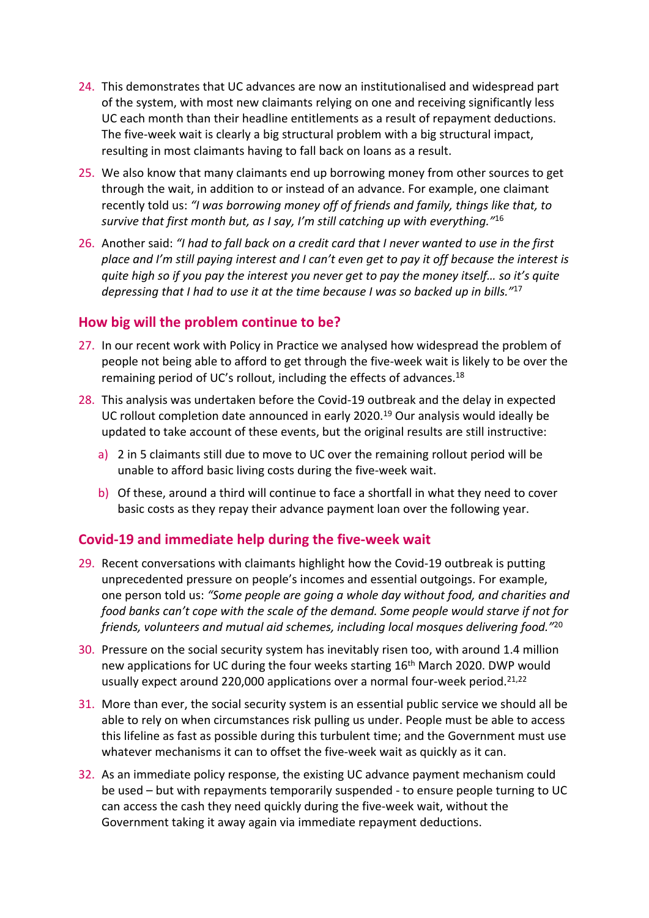24. This demonstrates that UC advances are now an institutionalised and widespread part of the system, with most new claimants relying on one and receiving significantly less UC each month than their headline entitlements as a result of repayment deductions. The five-week wait is clearly a big structural problem with a big structural impact, resulting in most claimants having to fall back on loans as a result.

25. We also know that many claimants end up borrowing money from other sources to get through the wait, in addition to or instead of an advance. For example, one claimant recently told us: *"I was borrowing money off of friends and family, things like that, to survive that first month but, as I say, I'm still catching up with everything."*[16]

26. Another said: *"I had to fall back on a credit card that I never wanted to use in the first place and I'm still paying interest and I can't even get to pay it off because the interest is quite high so if you pay the interest you never get to pay the money itself… so it's quite depressing that I had to use it at the time because I was so backed up in bills."*[17]

## How big will the problem continue to be?

27. In our recent work with Policy in Practice we analysed how widespread the problem of people not being able to afford to get through the five-week wait is likely to be over the remaining period of UC's rollout, including the effects of advances.[18]

28. This analysis was undertaken before the Covid-19 outbreak and the delay in expected UC rollout completion date announced in early 2020.[19] Our analysis would ideally be updated to take account of these events, but the original results are still instructive:

    a) 2 in 5 claimants still due to move to UC over the remaining rollout period will be unable to afford basic living costs during the five-week wait.

    b) Of these, around a third will continue to face a shortfall in what they need to cover basic costs as they repay their advance payment loan over the following year.

## Covid-19 and immediate help during the five-week wait

29. Recent conversations with claimants highlight how the Covid-19 outbreak is putting unprecedented pressure on people's incomes and essential outgoings. For example, one person told us: *"Some people are going a whole day without food, and charities and food banks can't cope with the scale of the demand. Some people would starve if not for friends, volunteers and mutual aid schemes, including local mosques delivering food."*[20]

30. Pressure on the social security system has inevitably risen too, with around 1.4 million new applications for UC during the four weeks starting 16th March 2020. DWP would usually expect around 220,000 applications over a normal four-week period.[21,22]

31. More than ever, the social security system is an essential public service we should all be able to rely on when circumstances risk pulling us under. People must be able to access this lifeline as fast as possible during this turbulent time; and the Government must use whatever mechanisms it can to offset the five-week wait as quickly as it can.

32. As an immediate policy response, the existing UC advance payment mechanism could be used – but with repayments temporarily suspended - to ensure people turning to UC can access the cash they need quickly during the five-week wait, without the Government taking it away again via immediate repayment deductions.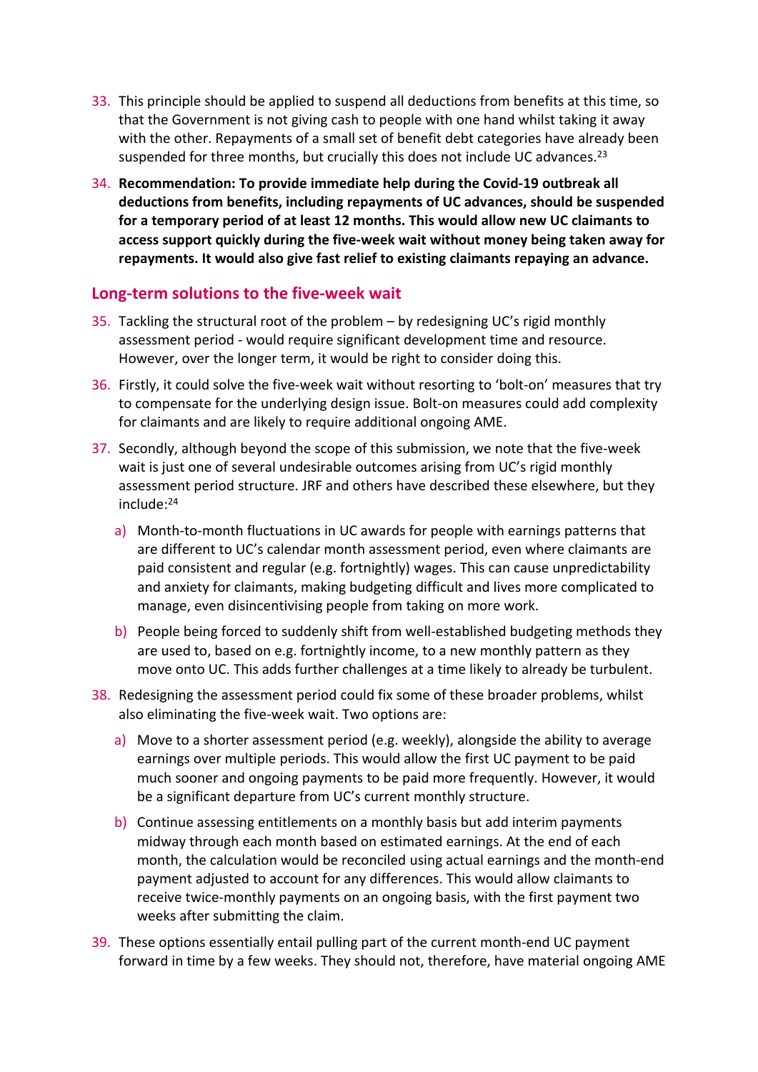33. This principle should be applied to suspend all deductions from benefits at this time, so that the Government is not giving cash to people with one hand whilst taking it away with the other. Repayments of a small set of benefit debt categories have already been suspended for three months, but crucially this does not include UC advances.[23]

34. **Recommendation: To provide immediate help during the Covid-19 outbreak all deductions from benefits, including repayments of UC advances, should be suspended for a temporary period of at least 12 months. This would allow new UC claimants to access support quickly during the five-week wait without money being taken away for repayments. It would also give fast relief to existing claimants repaying an advance.**

## Long-term solutions to the five-week wait

35. Tackling the structural root of the problem – by redesigning UC's rigid monthly assessment period - would require significant development time and resource. However, over the longer term, it would be right to consider doing this.

36. Firstly, it could solve the five-week wait without resorting to 'bolt-on' measures that try to compensate for the underlying design issue. Bolt-on measures could add complexity for claimants and are likely to require additional ongoing AME.

37. Secondly, although beyond the scope of this submission, we note that the five-week wait is just one of several undesirable outcomes arising from UC's rigid monthly assessment period structure. JRF and others have described these elsewhere, but they include:[24]

    a) Month-to-month fluctuations in UC awards for people with earnings patterns that are different to UC's calendar month assessment period, even where claimants are paid consistent and regular (e.g. fortnightly) wages. This can cause unpredictability and anxiety for claimants, making budgeting difficult and lives more complicated to manage, even disincentivising people from taking on more work.

    b) People being forced to suddenly shift from well-established budgeting methods they are used to, based on e.g. fortnightly income, to a new monthly pattern as they move onto UC. This adds further challenges at a time likely to already be turbulent.

38. Redesigning the assessment period could fix some of these broader problems, whilst also eliminating the five-week wait. Two options are:

    a) Move to a shorter assessment period (e.g. weekly), alongside the ability to average earnings over multiple periods. This would allow the first UC payment to be paid much sooner and ongoing payments to be paid more frequently. However, it would be a significant departure from UC's current monthly structure.

    b) Continue assessing entitlements on a monthly basis but add interim payments midway through each month based on estimated earnings. At the end of each month, the calculation would be reconciled using actual earnings and the month-end payment adjusted to account for any differences. This would allow claimants to receive twice-monthly payments on an ongoing basis, with the first payment two weeks after submitting the claim.

39. These options essentially entail pulling part of the current month-end UC payment forward in time by a few weeks. They should not, therefore, have material ongoing AME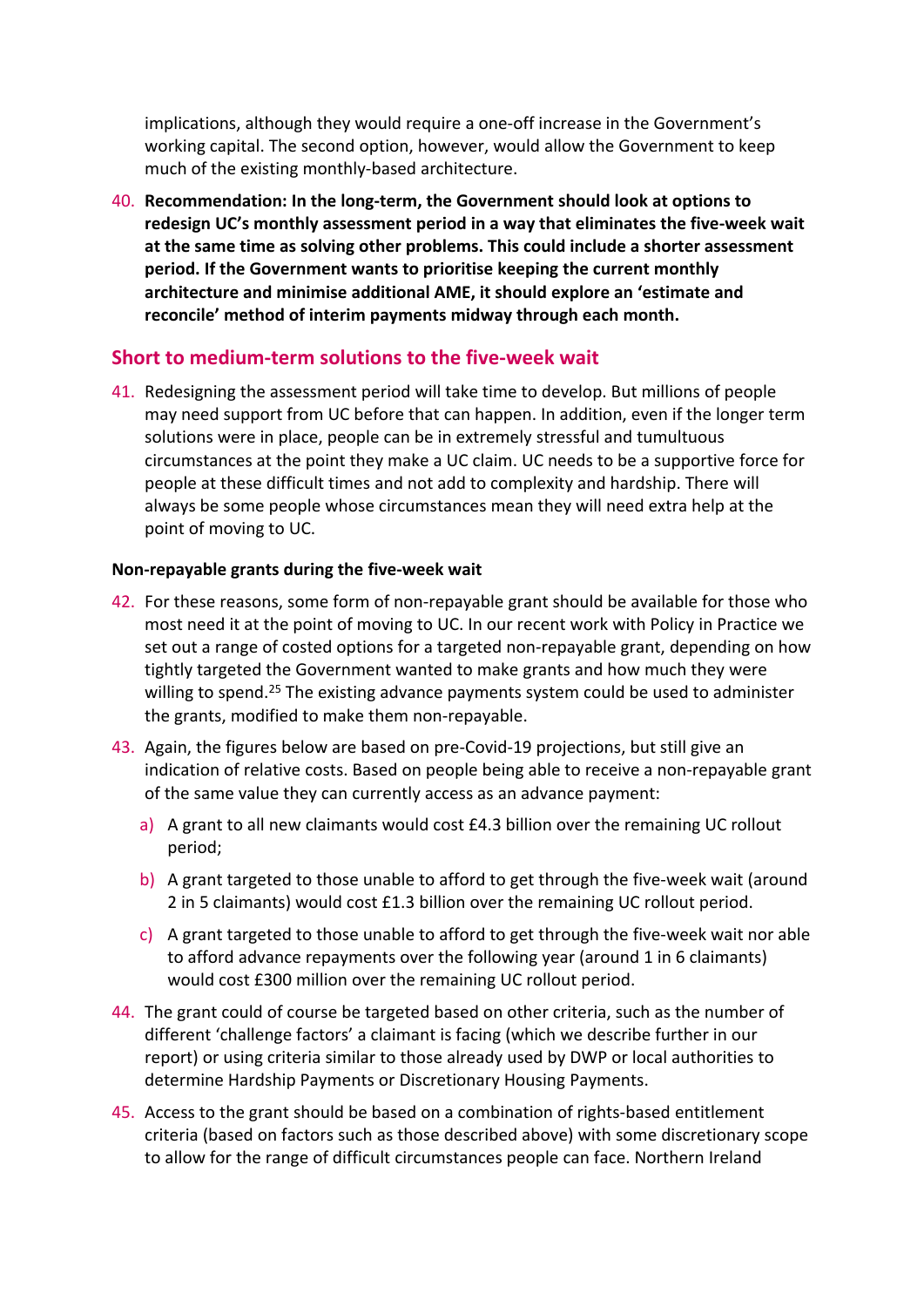implications, although they would require a one-off increase in the Government's working capital. The second option, however, would allow the Government to keep much of the existing monthly-based architecture.

40. **Recommendation: In the long-term, the Government should look at options to redesign UC's monthly assessment period in a way that eliminates the five-week wait at the same time as solving other problems. This could include a shorter assessment period. If the Government wants to prioritise keeping the current monthly architecture and minimise additional AME, it should explore an 'estimate and reconcile' method of interim payments midway through each month.**

## Short to medium-term solutions to the five-week wait

41. Redesigning the assessment period will take time to develop. But millions of people may need support from UC before that can happen. In addition, even if the longer term solutions were in place, people can be in extremely stressful and tumultuous circumstances at the point they make a UC claim. UC needs to be a supportive force for people at these difficult times and not add to complexity and hardship. There will always be some people whose circumstances mean they will need extra help at the point of moving to UC.

### Non-repayable grants during the five-week wait

42. For these reasons, some form of non-repayable grant should be available for those who most need it at the point of moving to UC. In our recent work with Policy in Practice we set out a range of costed options for a targeted non-repayable grant, depending on how tightly targeted the Government wanted to make grants and how much they were willing to spend.[25] The existing advance payments system could be used to administer the grants, modified to make them non-repayable.

43. Again, the figures below are based on pre-Covid-19 projections, but still give an indication of relative costs. Based on people being able to receive a non-repayable grant of the same value they can currently access as an advance payment:

    a) A grant to all new claimants would cost £4.3 billion over the remaining UC rollout period;

    b) A grant targeted to those unable to afford to get through the five-week wait (around 2 in 5 claimants) would cost £1.3 billion over the remaining UC rollout period.

    c) A grant targeted to those unable to afford to get through the five-week wait nor able to afford advance repayments over the following year (around 1 in 6 claimants) would cost £300 million over the remaining UC rollout period.

44. The grant could of course be targeted based on other criteria, such as the number of different 'challenge factors' a claimant is facing (which we describe further in our report) or using criteria similar to those already used by DWP or local authorities to determine Hardship Payments or Discretionary Housing Payments.

45. Access to the grant should be based on a combination of rights-based entitlement criteria (based on factors such as those described above) with some discretionary scope to allow for the range of difficult circumstances people can face. Northern Ireland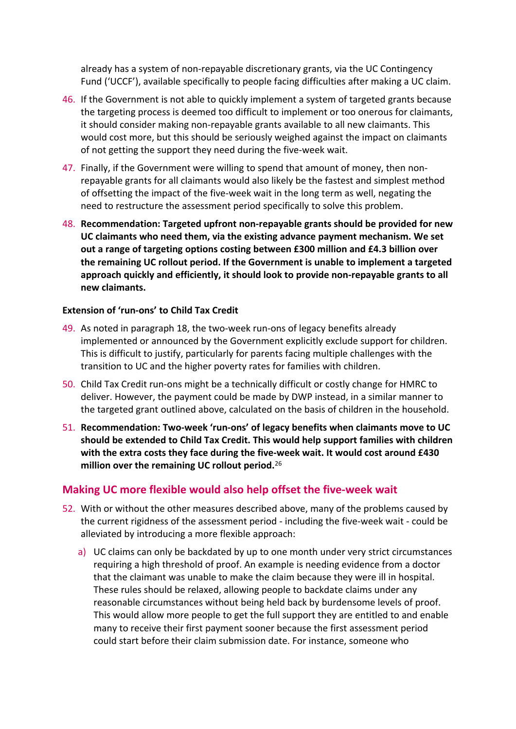already has a system of non-repayable discretionary grants, via the UC Contingency Fund ('UCCF'), available specifically to people facing difficulties after making a UC claim.

46. If the Government is not able to quickly implement a system of targeted grants because the targeting process is deemed too difficult to implement or too onerous for claimants, it should consider making non-repayable grants available to all new claimants. This would cost more, but this should be seriously weighed against the impact on claimants of not getting the support they need during the five-week wait.

47. Finally, if the Government were willing to spend that amount of money, then non-repayable grants for all claimants would also likely be the fastest and simplest method of offsetting the impact of the five-week wait in the long term as well, negating the need to restructure the assessment period specifically to solve this problem.

48. **Recommendation: Targeted upfront non-repayable grants should be provided for new UC claimants who need them, via the existing advance payment mechanism. We set out a range of targeting options costing between £300 million and £4.3 billion over the remaining UC rollout period. If the Government is unable to implement a targeted approach quickly and efficiently, it should look to provide non-repayable grants to all new claimants.**

#### Extension of 'run-ons' to Child Tax Credit

49. As noted in paragraph 18, the two-week run-ons of legacy benefits already implemented or announced by the Government explicitly exclude support for children. This is difficult to justify, particularly for parents facing multiple challenges with the transition to UC and the higher poverty rates for families with children.

50. Child Tax Credit run-ons might be a technically difficult or costly change for HMRC to deliver. However, the payment could be made by DWP instead, in a similar manner to the targeted grant outlined above, calculated on the basis of children in the household.

51. **Recommendation: Two-week 'run-ons' of legacy benefits when claimants move to UC should be extended to Child Tax Credit. This would help support families with children with the extra costs they face during the five-week wait. It would cost around £430 million over the remaining UC rollout period.**[26]

### Making UC more flexible would also help offset the five-week wait

52. With or without the other measures described above, many of the problems caused by the current rigidness of the assessment period - including the five-week wait - could be alleviated by introducing a more flexible approach:

    a) UC claims can only be backdated by up to one month under very strict circumstances requiring a high threshold of proof. An example is needing evidence from a doctor that the claimant was unable to make the claim because they were ill in hospital. These rules should be relaxed, allowing people to backdate claims under any reasonable circumstances without being held back by burdensome levels of proof. This would allow more people to get the full support they are entitled to and enable many to receive their first payment sooner because the first assessment period could start before their claim submission date. For instance, someone who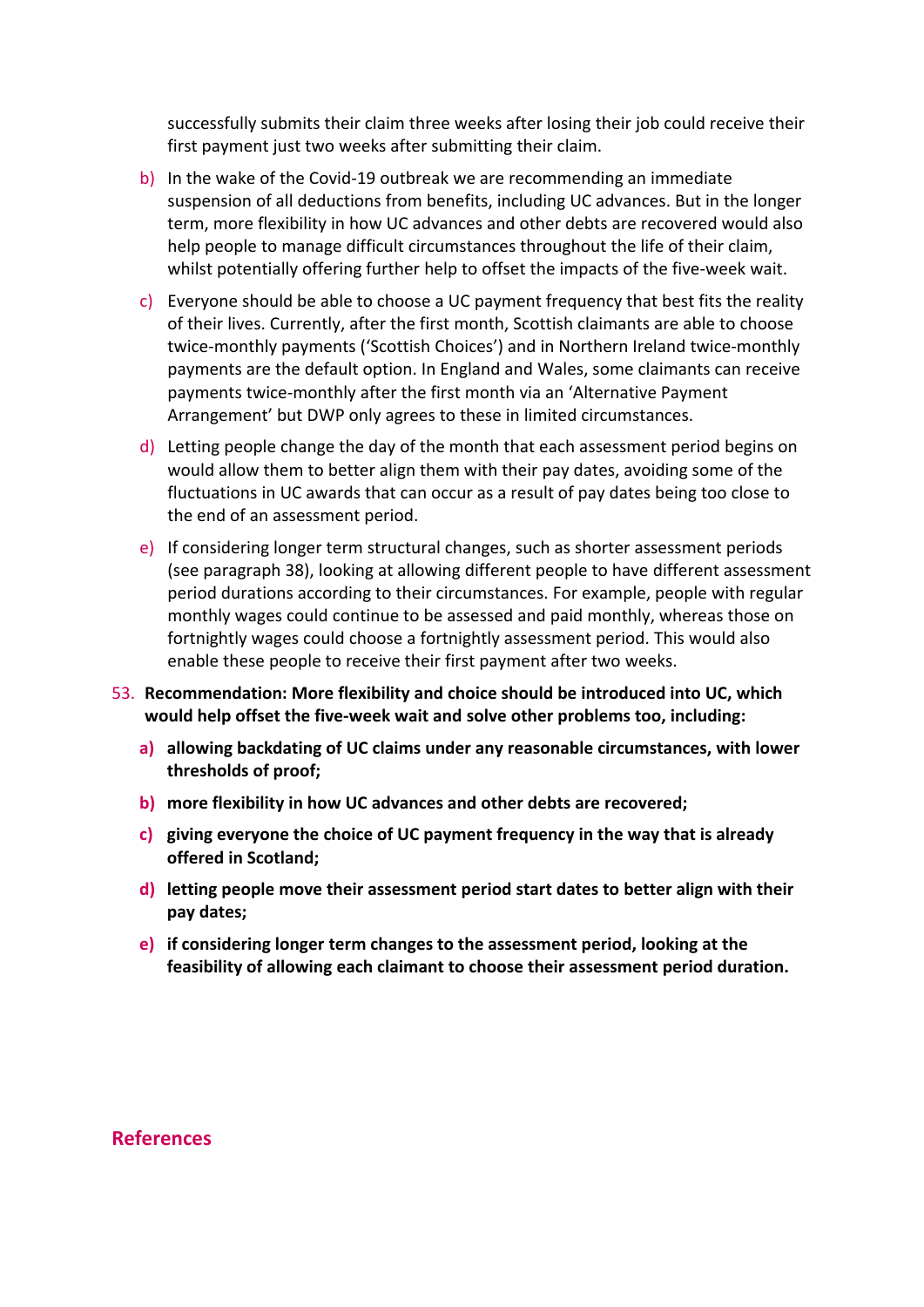successfully submits their claim three weeks after losing their job could receive their first payment just two weeks after submitting their claim.

b) In the wake of the Covid-19 outbreak we are recommending an immediate suspension of all deductions from benefits, including UC advances. But in the longer term, more flexibility in how UC advances and other debts are recovered would also help people to manage difficult circumstances throughout the life of their claim, whilst potentially offering further help to offset the impacts of the five-week wait.

c) Everyone should be able to choose a UC payment frequency that best fits the reality of their lives. Currently, after the first month, Scottish claimants are able to choose twice-monthly payments ('Scottish Choices') and in Northern Ireland twice-monthly payments are the default option. In England and Wales, some claimants can receive payments twice-monthly after the first month via an 'Alternative Payment Arrangement' but DWP only agrees to these in limited circumstances.

d) Letting people change the day of the month that each assessment period begins on would allow them to better align them with their pay dates, avoiding some of the fluctuations in UC awards that can occur as a result of pay dates being too close to the end of an assessment period.

e) If considering longer term structural changes, such as shorter assessment periods (see paragraph 38), looking at allowing different people to have different assessment period durations according to their circumstances. For example, people with regular monthly wages could continue to be assessed and paid monthly, whereas those on fortnightly wages could choose a fortnightly assessment period. This would also enable these people to receive their first payment after two weeks.

53. **Recommendation: More flexibility and choice should be introduced into UC, which would help offset the five-week wait and solve other problems too, including:**

    **a) allowing backdating of UC claims under any reasonable circumstances, with lower thresholds of proof;**

    **b) more flexibility in how UC advances and other debts are recovered;**

    **c) giving everyone the choice of UC payment frequency in the way that is already offered in Scotland;**

    **d) letting people move their assessment period start dates to better align with their pay dates;**

    **e) if considering longer term changes to the assessment period, looking at the feasibility of allowing each claimant to choose their assessment period duration.**

## References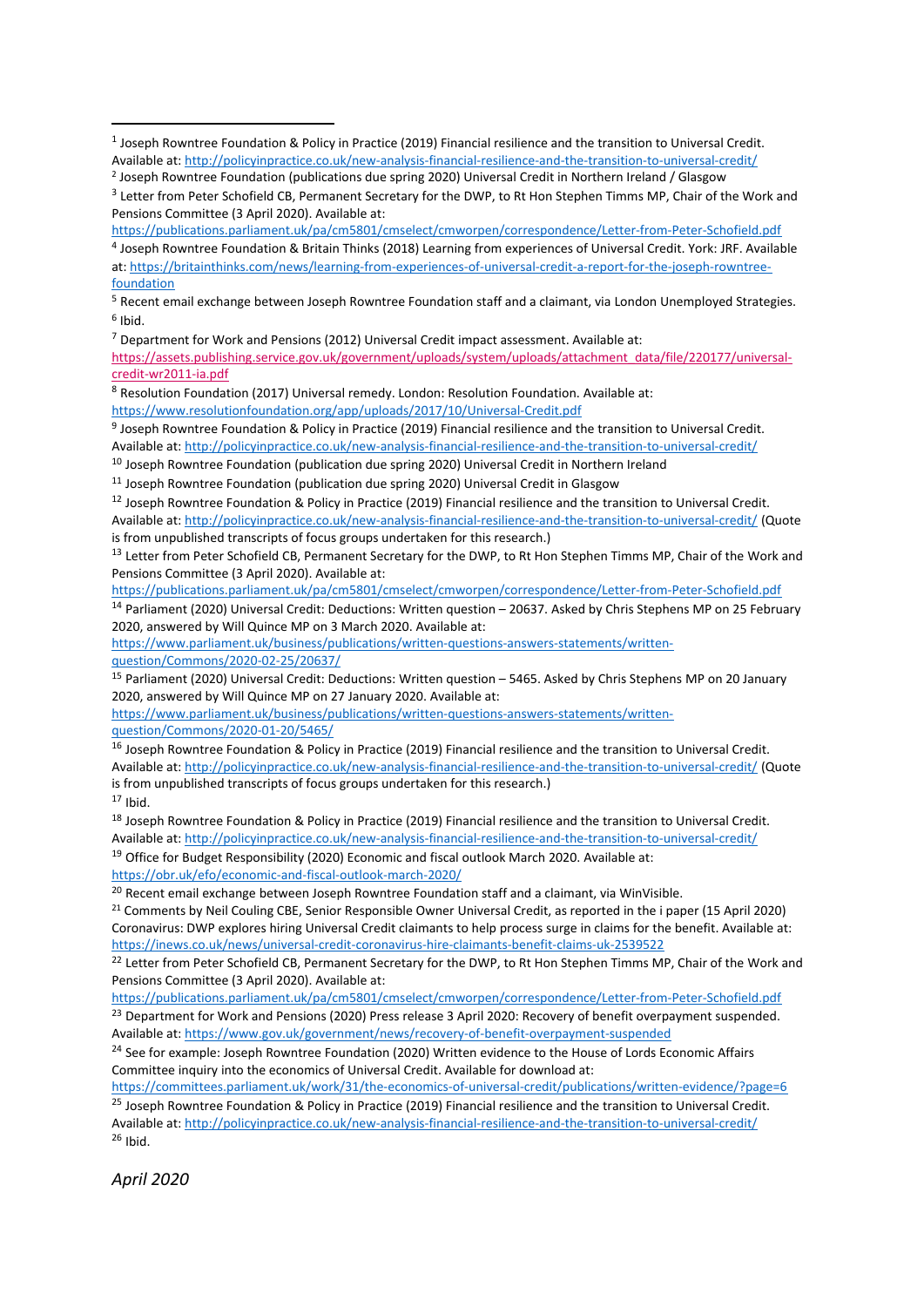[1] Joseph Rowntree Foundation & Policy in Practice (2019) Financial resilience and the transition to Universal Credit. Available at: http://policyinpractice.co.uk/new-analysis-financial-resilience-and-the-transition-to-universal-credit/

[2] Joseph Rowntree Foundation (publications due spring 2020) Universal Credit in Northern Ireland / Glasgow

[3] Letter from Peter Schofield CB, Permanent Secretary for the DWP, to Rt Hon Stephen Timms MP, Chair of the Work and Pensions Committee (3 April 2020). Available at: https://publications.parliament.uk/pa/cm5801/cmselect/cmworpen/correspondence/Letter-from-Peter-Schofield.pdf

[4] Joseph Rowntree Foundation & Britain Thinks (2018) Learning from experiences of Universal Credit. York: JRF. Available at: https://britainthinks.com/news/learning-from-experiences-of-universal-credit-a-report-for-the-joseph-rowntree-foundation

[5] Recent email exchange between Joseph Rowntree Foundation staff and a claimant, via London Unemployed Strategies.

[6] Ibid.

[7] Department for Work and Pensions (2012) Universal Credit impact assessment. Available at: https://assets.publishing.service.gov.uk/government/uploads/system/uploads/attachment_data/file/220177/universal-credit-wr2011-ia.pdf

[8] Resolution Foundation (2017) Universal remedy. London: Resolution Foundation. Available at: https://www.resolutionfoundation.org/app/uploads/2017/10/Universal-Credit.pdf

[9] Joseph Rowntree Foundation & Policy in Practice (2019) Financial resilience and the transition to Universal Credit. Available at: http://policyinpractice.co.uk/new-analysis-financial-resilience-and-the-transition-to-universal-credit/

[10] Joseph Rowntree Foundation (publication due spring 2020) Universal Credit in Northern Ireland

[11] Joseph Rowntree Foundation (publication due spring 2020) Universal Credit in Glasgow

[12] Joseph Rowntree Foundation & Policy in Practice (2019) Financial resilience and the transition to Universal Credit. Available at: http://policyinpractice.co.uk/new-analysis-financial-resilience-and-the-transition-to-universal-credit/ (Quote is from unpublished transcripts of focus groups undertaken for this research.)

[13] Letter from Peter Schofield CB, Permanent Secretary for the DWP, to Rt Hon Stephen Timms MP, Chair of the Work and Pensions Committee (3 April 2020). Available at: https://publications.parliament.uk/pa/cm5801/cmselect/cmworpen/correspondence/Letter-from-Peter-Schofield.pdf

[14] Parliament (2020) Universal Credit: Deductions: Written question – 20637. Asked by Chris Stephens MP on 25 February 2020, answered by Will Quince MP on 3 March 2020. Available at: https://www.parliament.uk/business/publications/written-questions-answers-statements/written-question/Commons/2020-02-25/20637/

[15] Parliament (2020) Universal Credit: Deductions: Written question – 5465. Asked by Chris Stephens MP on 20 January 2020, answered by Will Quince MP on 27 January 2020. Available at: https://www.parliament.uk/business/publications/written-questions-answers-statements/written-question/Commons/2020-01-20/5465/

[16] Joseph Rowntree Foundation & Policy in Practice (2019) Financial resilience and the transition to Universal Credit. Available at: http://policyinpractice.co.uk/new-analysis-financial-resilience-and-the-transition-to-universal-credit/ (Quote is from unpublished transcripts of focus groups undertaken for this research.)

[17] Ibid.

[18] Joseph Rowntree Foundation & Policy in Practice (2019) Financial resilience and the transition to Universal Credit. Available at: http://policyinpractice.co.uk/new-analysis-financial-resilience-and-the-transition-to-universal-credit/

[19] Office for Budget Responsibility (2020) Economic and fiscal outlook March 2020. Available at: https://obr.uk/efo/economic-and-fiscal-outlook-march-2020/

[20] Recent email exchange between Joseph Rowntree Foundation staff and a claimant, via WinVisible.

[21] Comments by Neil Couling CBE, Senior Responsible Owner Universal Credit, as reported in the i paper (15 April 2020) Coronavirus: DWP explores hiring Universal Credit claimants to help process surge in claims for the benefit. Available at: https://inews.co.uk/news/universal-credit-coronavirus-hire-claimants-benefit-claims-uk-2539522

[22] Letter from Peter Schofield CB, Permanent Secretary for the DWP, to Rt Hon Stephen Timms MP, Chair of the Work and Pensions Committee (3 April 2020). Available at: https://publications.parliament.uk/pa/cm5801/cmselect/cmworpen/correspondence/Letter-from-Peter-Schofield.pdf

[23] Department for Work and Pensions (2020) Press release 3 April 2020: Recovery of benefit overpayment suspended. Available at: https://www.gov.uk/government/news/recovery-of-benefit-overpayment-suspended

[24] See for example: Joseph Rowntree Foundation (2020) Written evidence to the House of Lords Economic Affairs Committee inquiry into the economics of Universal Credit. Available for download at: https://committees.parliament.uk/work/31/the-economics-of-universal-credit/publications/written-evidence/?page=6

[25] Joseph Rowntree Foundation & Policy in Practice (2019) Financial resilience and the transition to Universal Credit. Available at: http://policyinpractice.co.uk/new-analysis-financial-resilience-and-the-transition-to-universal-credit/

[26] Ibid.